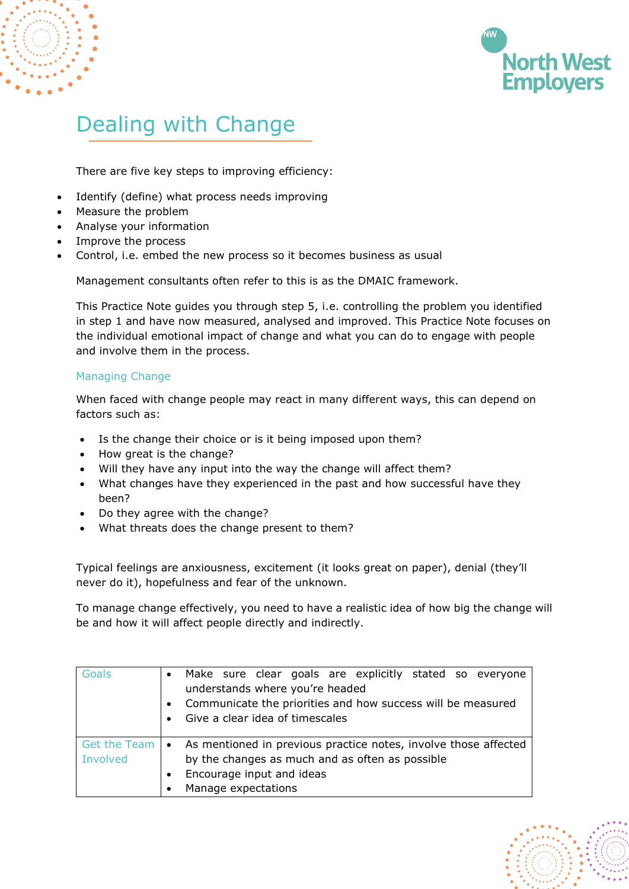# Dealing with Change

There are five key steps to improving efficiency:

- Identify (define) what process needs improving
- Measure the problem
- Analyse your information
- Improve the process
- Control, i.e. embed the new process so it becomes business as usual

Management consultants often refer to this is as the DMAIC framework.

This Practice Note guides you through step 5, i.e. controlling the problem you identified in step 1 and have now measured, analysed and improved. This Practice Note focuses on the individual emotional impact of change and what you can do to engage with people and involve them in the process.

## Managing Change

When faced with change people may react in many different ways, this can depend on factors such as:

- Is the change their choice or is it being imposed upon them?
- How great is the change?
- Will they have any input into the way the change will affect them?
- What changes have they experienced in the past and how successful have they been?
- Do they agree with the change?
- What threats does the change present to them?

Typical feelings are anxiousness, excitement (it looks great on paper), denial (they'll never do it), hopefulness and fear of the unknown.

To manage change effectively, you need to have a realistic idea of how big the change will be and how it will affect people directly and indirectly.

| | |
|---|---|
| Goals | • Make sure clear goals are explicitly stated so everyone understands where you're headed<br>• Communicate the priorities and how success will be measured<br>• Give a clear idea of timescales |
| Get the Team Involved | • As mentioned in previous practice notes, involve those affected by the changes as much and as often as possible<br>• Encourage input and ideas<br>• Manage expectations |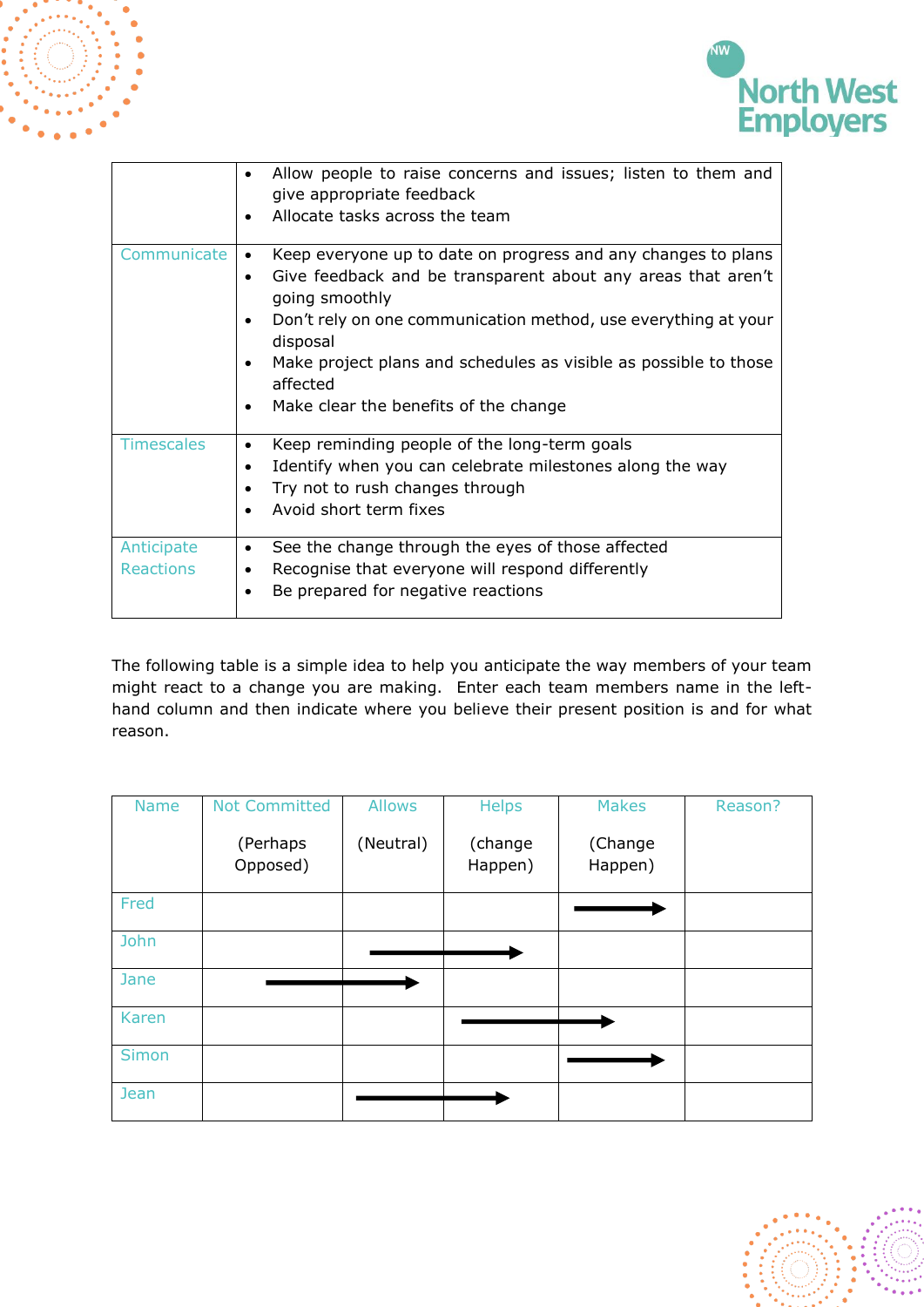| | |
|---|---|
| | • Allow people to raise concerns and issues; listen to them and give appropriate feedback<br>• Allocate tasks across the team |
| Communicate | • Keep everyone up to date on progress and any changes to plans<br>• Give feedback and be transparent about any areas that aren't going smoothly<br>• Don't rely on one communication method, use everything at your disposal<br>• Make project plans and schedules as visible as possible to those affected<br>• Make clear the benefits of the change |
| Timescales | • Keep reminding people of the long-term goals<br>• Identify when you can celebrate milestones along the way<br>• Try not to rush changes through<br>• Avoid short term fixes |
| Anticipate Reactions | • See the change through the eyes of those affected<br>• Recognise that everyone will respond differently<br>• Be prepared for negative reactions |

The following table is a simple idea to help you anticipate the way members of your team might react to a change you are making. Enter each team members name in the left-hand column and then indicate where you believe their present position is and for what reason.

| Name | Not Committed (Perhaps Opposed) | Allows (Neutral) | Helps (change Happen) | Makes (Change Happen) | Reason? |
|---|---|---|---|---|---|
| Fred | | | | → | |
| John | | → | → | | |
| Jane | → | → | | | |
| Karen | | | → | → | |
| Simon | | | | → | |
| Jean | | → | → | | |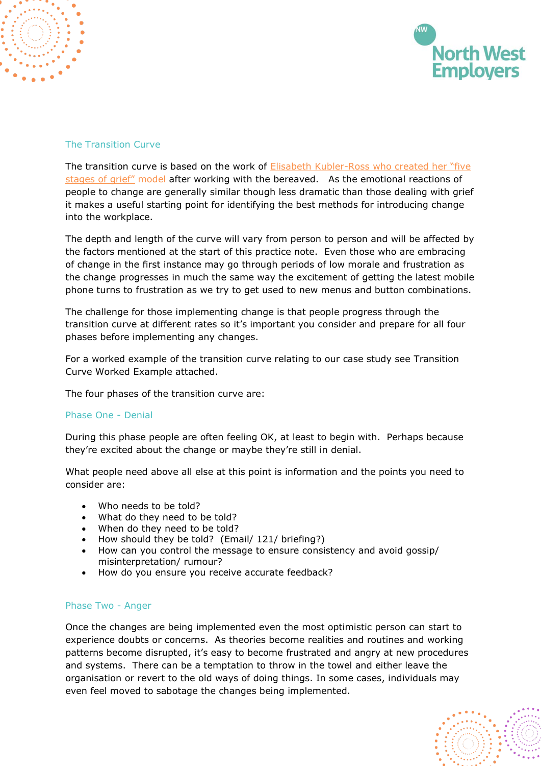## The Transition Curve

The transition curve is based on the work of Elisabeth Kubler-Ross who created her "five stages of grief" model after working with the bereaved. As the emotional reactions of people to change are generally similar though less dramatic than those dealing with grief it makes a useful starting point for identifying the best methods for introducing change into the workplace.

The depth and length of the curve will vary from person to person and will be affected by the factors mentioned at the start of this practice note. Even those who are embracing of change in the first instance may go through periods of low morale and frustration as the change progresses in much the same way the excitement of getting the latest mobile phone turns to frustration as we try to get used to new menus and button combinations.

The challenge for those implementing change is that people progress through the transition curve at different rates so it's important you consider and prepare for all four phases before implementing any changes.

For a worked example of the transition curve relating to our case study see Transition Curve Worked Example attached.

The four phases of the transition curve are:

### Phase One - Denial

During this phase people are often feeling OK, at least to begin with. Perhaps because they're excited about the change or maybe they're still in denial.

What people need above all else at this point is information and the points you need to consider are:

- Who needs to be told?
- What do they need to be told?
- When do they need to be told?
- How should they be told? (Email/ 121/ briefing?)
- How can you control the message to ensure consistency and avoid gossip/ misinterpretation/ rumour?
- How do you ensure you receive accurate feedback?

### Phase Two - Anger

Once the changes are being implemented even the most optimistic person can start to experience doubts or concerns. As theories become realities and routines and working patterns become disrupted, it's easy to become frustrated and angry at new procedures and systems. There can be a temptation to throw in the towel and either leave the organisation or revert to the old ways of doing things. In some cases, individuals may even feel moved to sabotage the changes being implemented.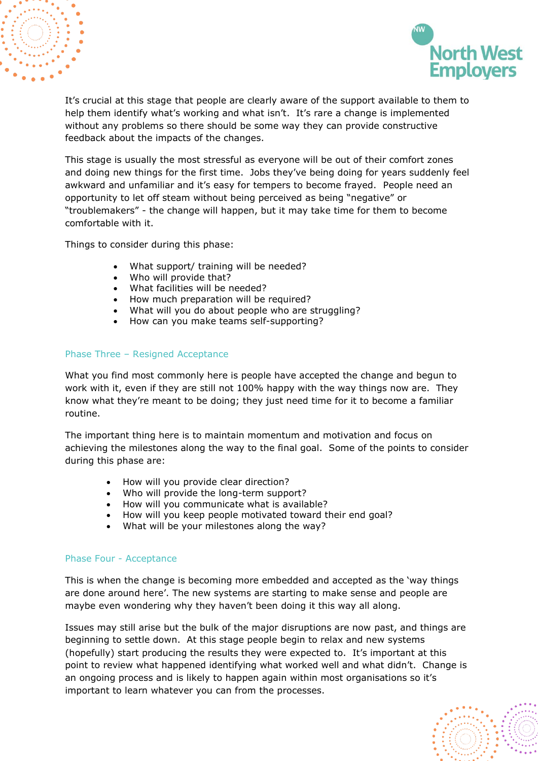It's crucial at this stage that people are clearly aware of the support available to them to help them identify what's working and what isn't. It's rare a change is implemented without any problems so there should be some way they can provide constructive feedback about the impacts of the changes.

This stage is usually the most stressful as everyone will be out of their comfort zones and doing new things for the first time. Jobs they've being doing for years suddenly feel awkward and unfamiliar and it's easy for tempers to become frayed. People need an opportunity to let off steam without being perceived as being "negative" or "troublemakers" - the change will happen, but it may take time for them to become comfortable with it.

Things to consider during this phase:

- What support/ training will be needed?
- Who will provide that?
- What facilities will be needed?
- How much preparation will be required?
- What will you do about people who are struggling?
- How can you make teams self-supporting?

### Phase Three – Resigned Acceptance

What you find most commonly here is people have accepted the change and begun to work with it, even if they are still not 100% happy with the way things now are. They know what they're meant to be doing; they just need time for it to become a familiar routine.

The important thing here is to maintain momentum and motivation and focus on achieving the milestones along the way to the final goal. Some of the points to consider during this phase are:

- How will you provide clear direction?
- Who will provide the long-term support?
- How will you communicate what is available?
- How will you keep people motivated toward their end goal?
- What will be your milestones along the way?

### Phase Four - Acceptance

This is when the change is becoming more embedded and accepted as the 'way things are done around here'. The new systems are starting to make sense and people are maybe even wondering why they haven't been doing it this way all along.

Issues may still arise but the bulk of the major disruptions are now past, and things are beginning to settle down. At this stage people begin to relax and new systems (hopefully) start producing the results they were expected to. It's important at this point to review what happened identifying what worked well and what didn't. Change is an ongoing process and is likely to happen again within most organisations so it's important to learn whatever you can from the processes.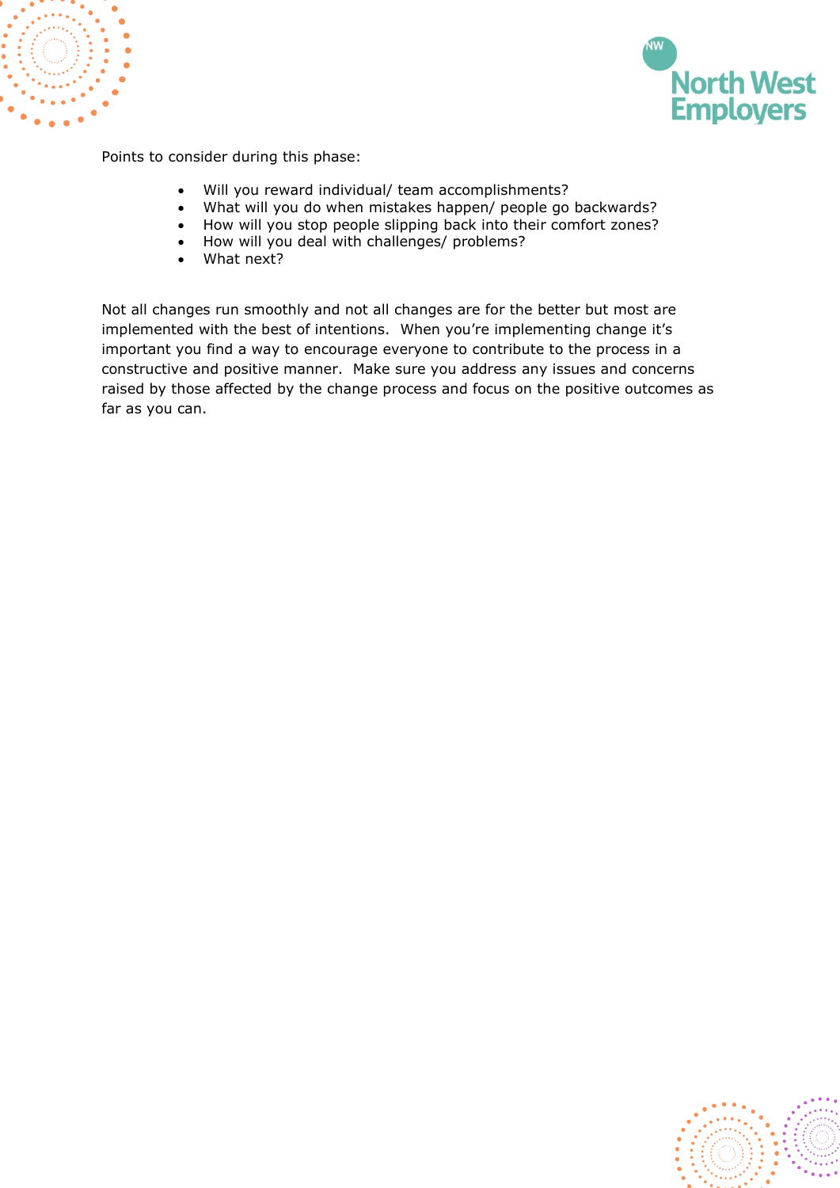Points to consider during this phase:

- Will you reward individual/ team accomplishments?
- What will you do when mistakes happen/ people go backwards?
- How will you stop people slipping back into their comfort zones?
- How will you deal with challenges/ problems?
- What next?

Not all changes run smoothly and not all changes are for the better but most are implemented with the best of intentions. When you're implementing change it's important you find a way to encourage everyone to contribute to the process in a constructive and positive manner. Make sure you address any issues and concerns raised by those affected by the change process and focus on the positive outcomes as far as you can.